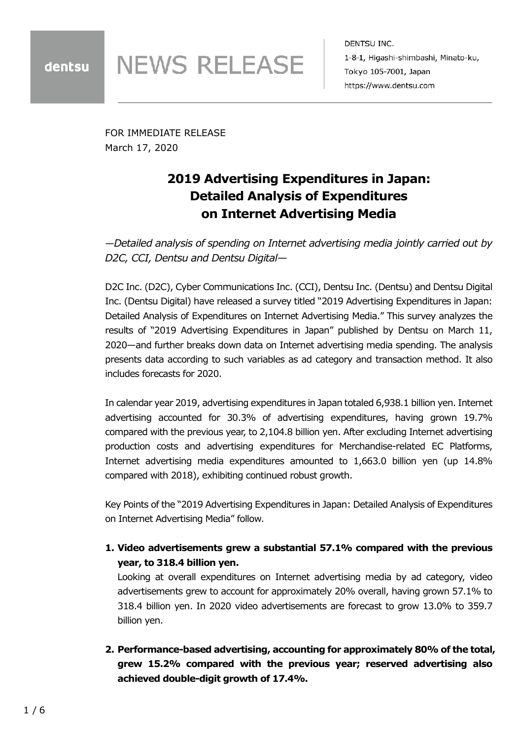dentsu **NEWS RELEASE**

DENTSU INC.
1-8-1, Higashi-shimbashi, Minato-ku,
Tokyo 105-7001, Japan
https://www.dentsu.com

FOR IMMEDIATE RELEASE
March 17, 2020

# 2019 Advertising Expenditures in Japan: Detailed Analysis of Expenditures on Internet Advertising Media

*—Detailed analysis of spending on Internet advertising media jointly carried out by D2C, CCI, Dentsu and Dentsu Digital—*

D2C Inc. (D2C), Cyber Communications Inc. (CCI), Dentsu Inc. (Dentsu) and Dentsu Digital Inc. (Dentsu Digital) have released a survey titled "2019 Advertising Expenditures in Japan: Detailed Analysis of Expenditures on Internet Advertising Media." This survey analyzes the results of "2019 Advertising Expenditures in Japan" published by Dentsu on March 11, 2020—and further breaks down data on Internet advertising media spending. The analysis presents data according to such variables as ad category and transaction method. It also includes forecasts for 2020.

In calendar year 2019, advertising expenditures in Japan totaled 6,938.1 billion yen. Internet advertising accounted for 30.3% of advertising expenditures, having grown 19.7% compared with the previous year, to 2,104.8 billion yen. After excluding Internet advertising production costs and advertising expenditures for Merchandise-related EC Platforms, Internet advertising media expenditures amounted to 1,663.0 billion yen (up 14.8% compared with 2018), exhibiting continued robust growth.

Key Points of the "2019 Advertising Expenditures in Japan: Detailed Analysis of Expenditures on Internet Advertising Media" follow.

1. **Video advertisements grew a substantial 57.1% compared with the previous year, to 318.4 billion yen.**
   Looking at overall expenditures on Internet advertising media by ad category, video advertisements grew to account for approximately 20% overall, having grown 57.1% to 318.4 billion yen. In 2020 video advertisements are forecast to grow 13.0% to 359.7 billion yen.

2. **Performance-based advertising, accounting for approximately 80% of the total, grew 15.2% compared with the previous year; reserved advertising also achieved double-digit growth of 17.4%.**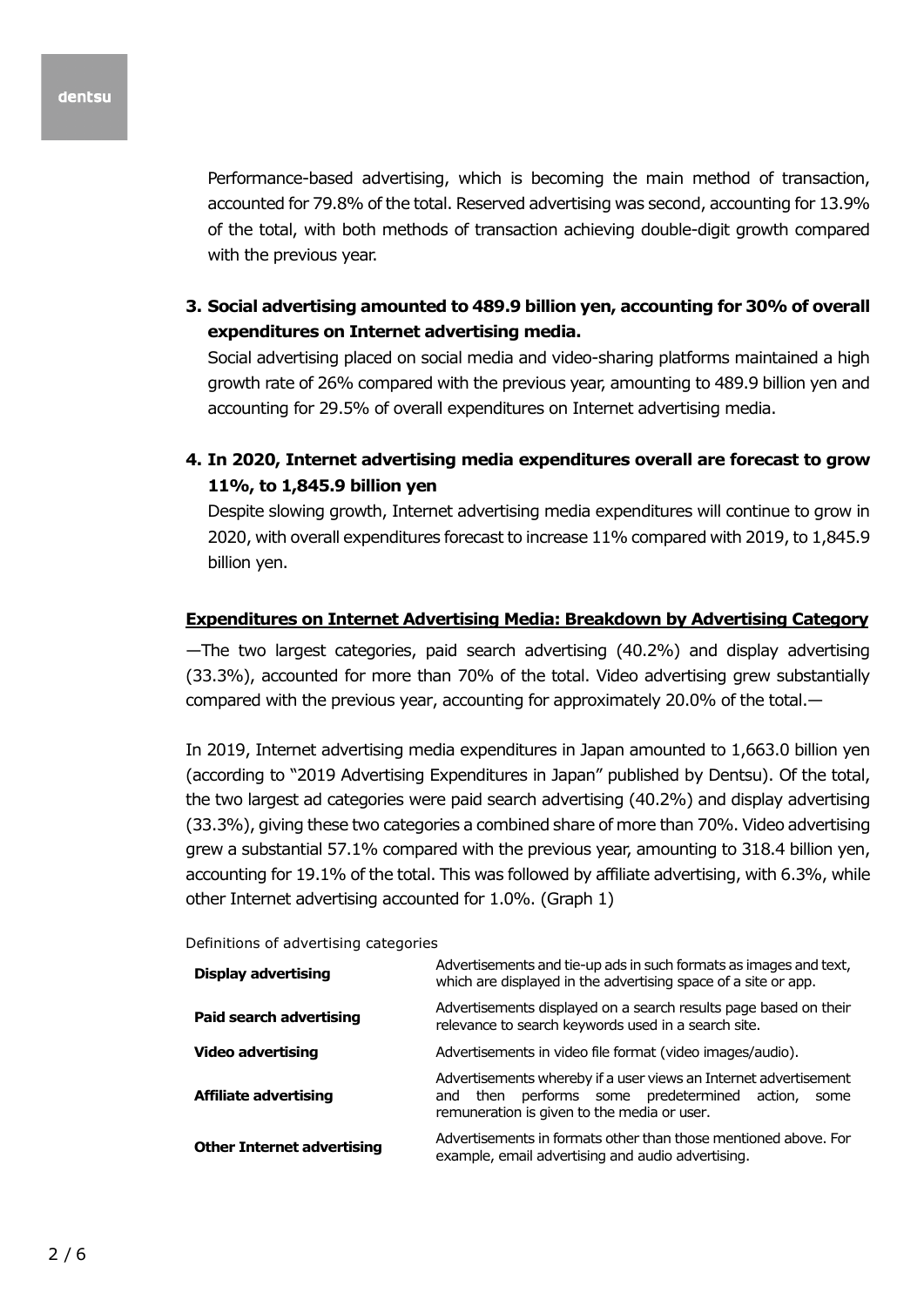Performance-based advertising, which is becoming the main method of transaction, accounted for 79.8% of the total. Reserved advertising was second, accounting for 13.9% of the total, with both methods of transaction achieving double-digit growth compared with the previous year.

**3. Social advertising amounted to 489.9 billion yen, accounting for 30% of overall expenditures on Internet advertising media.**

Social advertising placed on social media and video-sharing platforms maintained a high growth rate of 26% compared with the previous year, amounting to 489.9 billion yen and accounting for 29.5% of overall expenditures on Internet advertising media.

**4. In 2020, Internet advertising media expenditures overall are forecast to grow 11%, to 1,845.9 billion yen**

Despite slowing growth, Internet advertising media expenditures will continue to grow in 2020, with overall expenditures forecast to increase 11% compared with 2019, to 1,845.9 billion yen.

## Expenditures on Internet Advertising Media: Breakdown by Advertising Category

—The two largest categories, paid search advertising (40.2%) and display advertising (33.3%), accounted for more than 70% of the total. Video advertising grew substantially compared with the previous year, accounting for approximately 20.0% of the total.—

In 2019, Internet advertising media expenditures in Japan amounted to 1,663.0 billion yen (according to "2019 Advertising Expenditures in Japan" published by Dentsu). Of the total, the two largest ad categories were paid search advertising (40.2%) and display advertising (33.3%), giving these two categories a combined share of more than 70%. Video advertising grew a substantial 57.1% compared with the previous year, amounting to 318.4 billion yen, accounting for 19.1% of the total. This was followed by affiliate advertising, with 6.3%, while other Internet advertising accounted for 1.0%. (Graph 1)

Definitions of advertising categories

| | |
|---|---|
| **Display advertising** | Advertisements and tie-up ads in such formats as images and text, which are displayed in the advertising space of a site or app. |
| **Paid search advertising** | Advertisements displayed on a search results page based on their relevance to search keywords used in a search site. |
| **Video advertising** | Advertisements in video file format (video images/audio). |
| **Affiliate advertising** | Advertisements whereby if a user views an Internet advertisement and then performs some predetermined action, some remuneration is given to the media or user. |
| **Other Internet advertising** | Advertisements in formats other than those mentioned above. For example, email advertising and audio advertising. |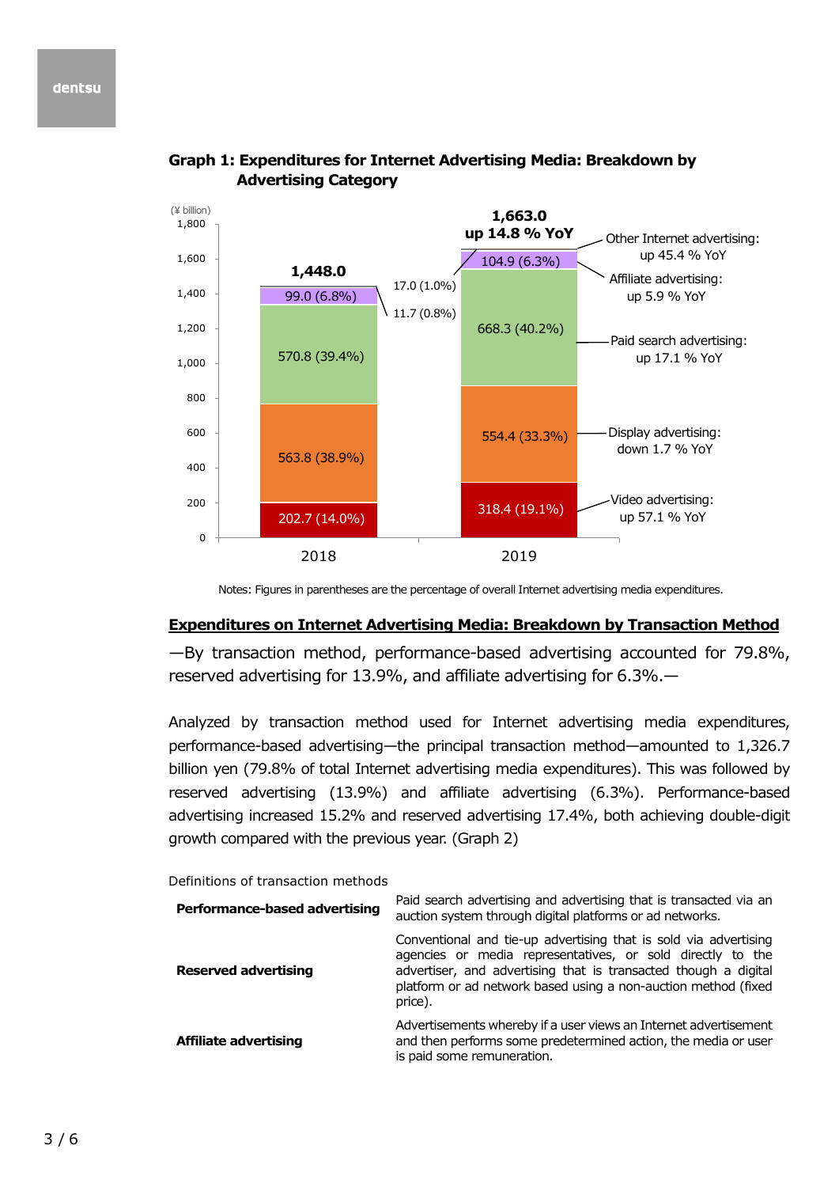**Graph 1: Expenditures for Internet Advertising Media: Breakdown by Advertising Category**

(¥ billion)

| Category | 2018 | 2019 | YoY |
|---|---|---|---|
| Video advertising | 202.7 (14.0%) | 318.4 (19.1%) | up 57.1 % YoY |
| Display advertising | 563.8 (38.9%) | 554.4 (33.3%) | down 1.7 % YoY |
| Paid search advertising | 570.8 (39.4%) | 668.3 (40.2%) | up 17.1 % YoY |
| Affiliate advertising | 99.0 (6.8%) | 104.9 (6.3%) | up 5.9 % YoY |
| Other Internet advertising | 11.7 (0.8%) | 17.0 (1.0%) | up 45.4 % YoY |
| Total | 1,448.0 | 1,663.0 | up 14.8 % YoY |

Notes: Figures in parentheses are the percentage of overall Internet advertising media expenditures.

## Expenditures on Internet Advertising Media: Breakdown by Transaction Method

—By transaction method, performance-based advertising accounted for 79.8%, reserved advertising for 13.9%, and affiliate advertising for 6.3%.—

Analyzed by transaction method used for Internet advertising media expenditures, performance-based advertising—the principal transaction method—amounted to 1,326.7 billion yen (79.8% of total Internet advertising media expenditures). This was followed by reserved advertising (13.9%) and affiliate advertising (6.3%). Performance-based advertising increased 15.2% and reserved advertising 17.4%, both achieving double-digit growth compared with the previous year. (Graph 2)

Definitions of transaction methods

| | |
|---|---|
| **Performance-based advertising** | Paid search advertising and advertising that is transacted via an auction system through digital platforms or ad networks. |
| **Reserved advertising** | Conventional and tie-up advertising that is sold via advertising agencies or media representatives, or sold directly to the advertiser, and advertising that is transacted though a digital platform or ad network based using a non-auction method (fixed price). |
| **Affiliate advertising** | Advertisements whereby if a user views an Internet advertisement and then performs some predetermined action, the media or user is paid some remuneration. |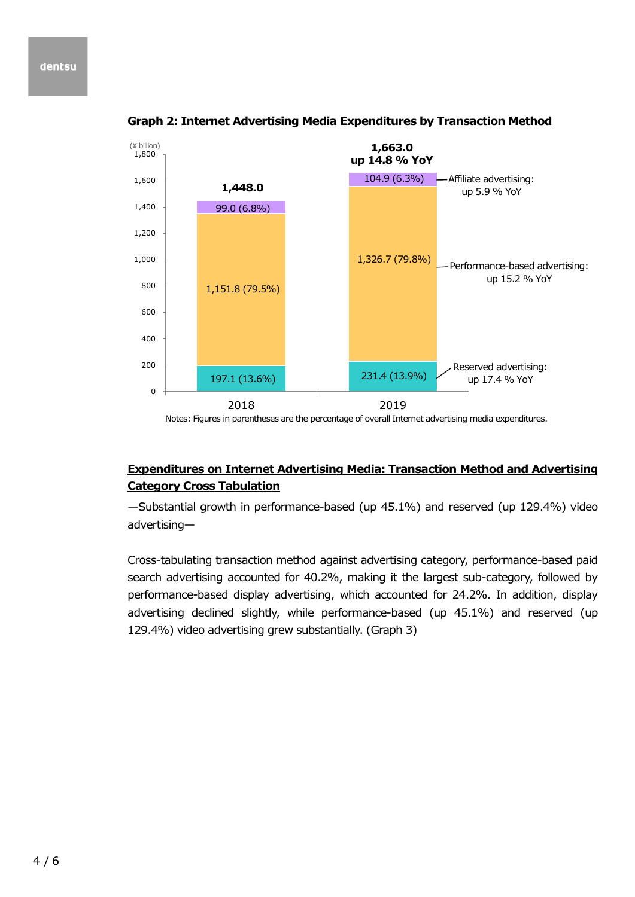**Graph 2: Internet Advertising Media Expenditures by Transaction Method**

(¥ billion)

| | 2018 | 2019 |
|---|---|---|
| Affiliate advertising | 99.0 (6.8%) | 104.9 (6.3%) |
| Performance-based advertising | 1,151.8 (79.5%) | 1,326.7 (79.8%) |
| Reserved advertising | 197.1 (13.6%) | 231.4 (13.9%) |
| Total | 1,448.0 | 1,663.0 up 14.8 % YoY |

Affiliate advertising: up 5.9 % YoY
Performance-based advertising: up 15.2 % YoY
Reserved advertising: up 17.4 % YoY

Notes: Figures in parentheses are the percentage of overall Internet advertising media expenditures.

**Expenditures on Internet Advertising Media: Transaction Method and Advertising Category Cross Tabulation**

—Substantial growth in performance-based (up 45.1%) and reserved (up 129.4%) video advertising—

Cross-tabulating transaction method against advertising category, performance-based paid search advertising accounted for 40.2%, making it the largest sub-category, followed by performance-based display advertising, which accounted for 24.2%. In addition, display advertising declined slightly, while performance-based (up 45.1%) and reserved (up 129.4%) video advertising grew substantially. (Graph 3)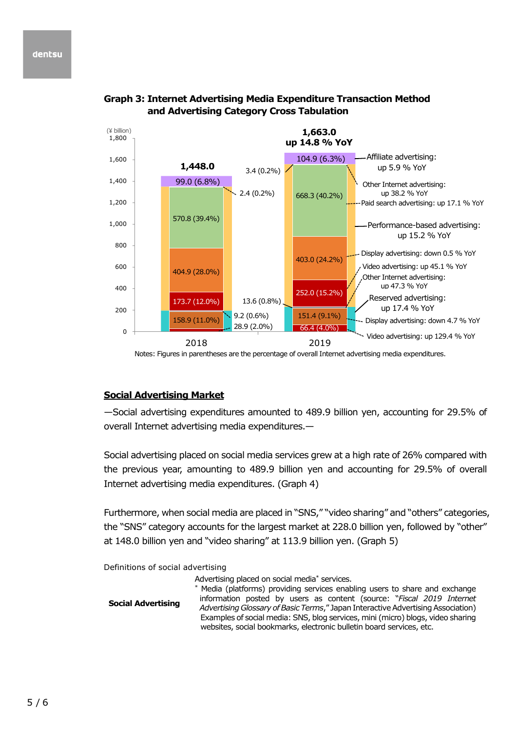**Graph 3: Internet Advertising Media Expenditure Transaction Method and Advertising Category Cross Tabulation**

(¥ billion)

| Category | 2018 | 2019 | YoY |
|---|---|---|---|
| Total | 1,448.0 | 1,663.0 | up 14.8 % YoY |
| Affiliate advertising | 99.0 (6.8%) | 104.9 (6.3%) | up 5.9 % YoY |
| Performance-based advertising: Other Internet advertising | 2.4 (0.2%) | 3.4 (0.2%) | up 38.2 % YoY |
| Performance-based advertising: Paid search advertising | 570.8 (39.4%) | 668.3 (40.2%) | up 17.1 % YoY |
| Performance-based advertising: Display advertising | 404.9 (28.0%) | 403.0 (24.2%) | down 0.5 % YoY |
| Performance-based advertising: Video advertising | 173.7 (12.0%) | 252.0 (15.2%) | up 45.1 % YoY |
| Performance-based advertising (total) | | | up 15.2 % YoY |
| Reserved advertising: Other Internet advertising | 9.2 (0.6%) | 13.6 (0.8%) | up 47.3 % YoY |
| Reserved advertising: Display advertising | 158.9 (11.0%) | 151.4 (9.1%) | down 4.7 % YoY |
| Reserved advertising: Video advertising | 28.9 (2.0%) | 66.4 (4.0%) | up 129.4 % YoY |
| Reserved advertising (total) | | | up 17.4 % YoY |

Notes: Figures in parentheses are the percentage of overall Internet advertising media expenditures.

## Social Advertising Market

—Social advertising expenditures amounted to 489.9 billion yen, accounting for 29.5% of overall Internet advertising media expenditures.—

Social advertising placed on social media services grew at a high rate of 26% compared with the previous year, amounting to 489.9 billion yen and accounting for 29.5% of overall Internet advertising media expenditures. (Graph 4)

Furthermore, when social media are placed in "SNS," "video sharing" and "others" categories, the "SNS" category accounts for the largest market at 228.0 billion yen, followed by "other" at 148.0 billion yen and "video sharing" at 113.9 billion yen. (Graph 5)

Definitions of social advertising

| | |
|---|---|
| **Social Advertising** | Advertising placed on social media* services.<br>* Media (platforms) providing services enabling users to share and exchange information posted by users as content (source: "*Fiscal 2019 Internet Advertising Glossary of Basic Terms*," Japan Interactive Advertising Association) Examples of social media: SNS, blog services, mini (micro) blogs, video sharing websites, social bookmarks, electronic bulletin board services, etc. |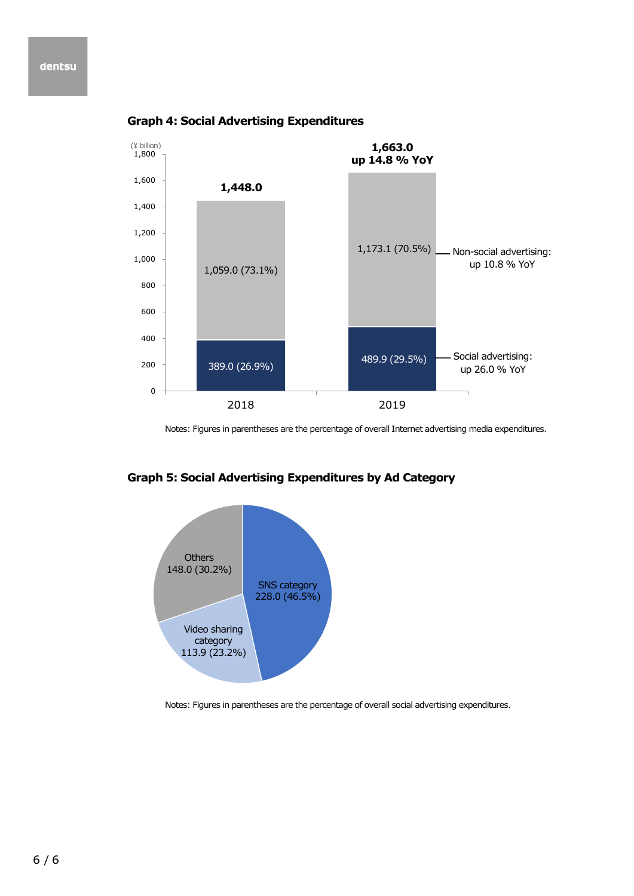### Graph 4: Social Advertising Expenditures

(¥ billion)

| | 2018 | 2019 |
|---|---|---|
| Non-social advertising | 1,059.0 (73.1%) | 1,173.1 (70.5%) |
| Social advertising | 389.0 (26.9%) | 489.9 (29.5%) |
| Total | 1,448.0 | 1,663.0 |

2019 total: 1,663.0, up 14.8 % YoY

Non-social advertising: up 10.8 % YoY

Social advertising: up 26.0 % YoY

Notes: Figures in parentheses are the percentage of overall Internet advertising media expenditures.

### Graph 5: Social Advertising Expenditures by Ad Category

| Category | Expenditures |
|---|---|
| SNS category | 228.0 (46.5%) |
| Video sharing category | 113.9 (23.2%) |
| Others | 148.0 (30.2%) |

Notes: Figures in parentheses are the percentage of overall social advertising expenditures.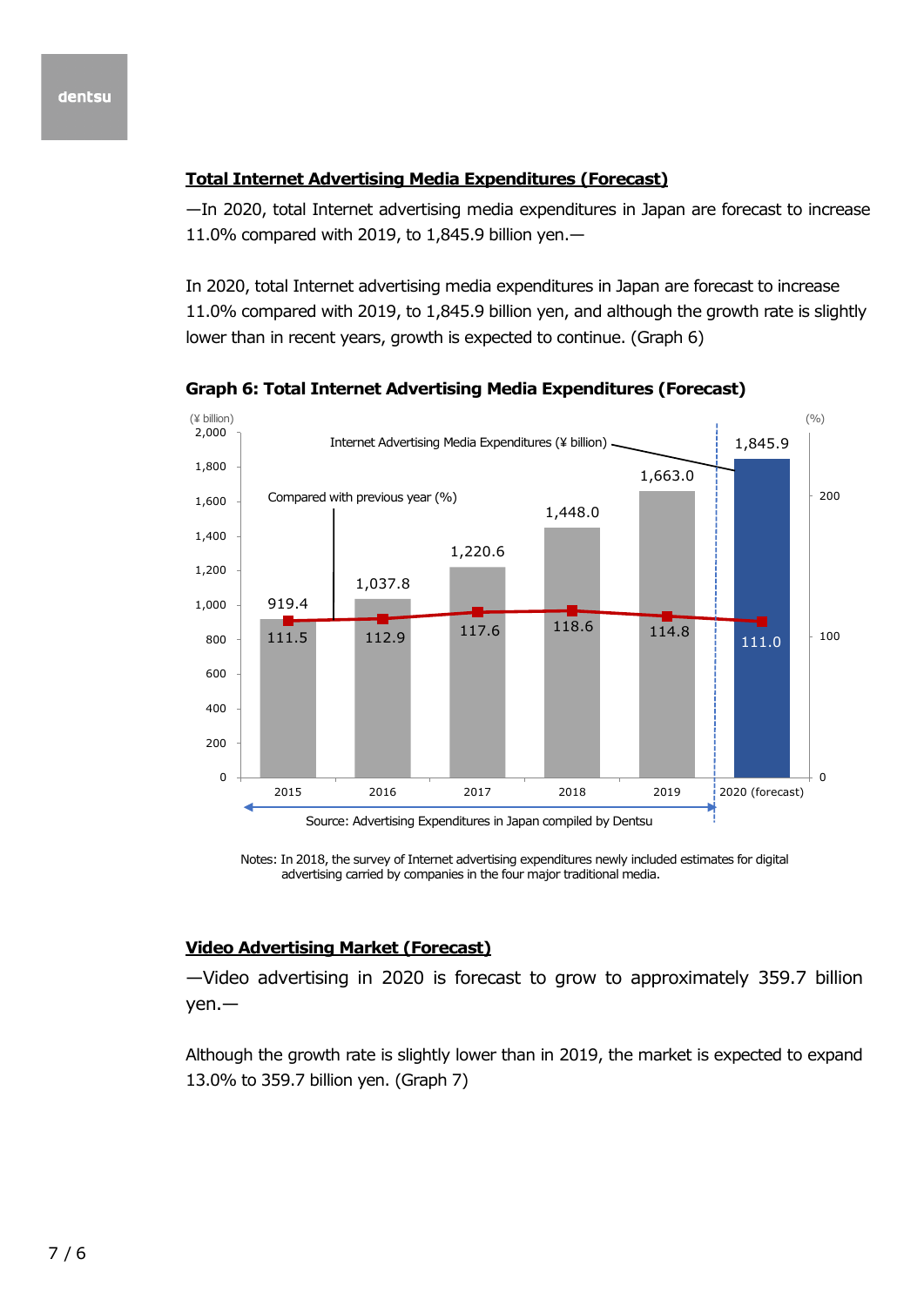## Total Internet Advertising Media Expenditures (Forecast)

—In 2020, total Internet advertising media expenditures in Japan are forecast to increase 11.0% compared with 2019, to 1,845.9 billion yen.—

In 2020, total Internet advertising media expenditures in Japan are forecast to increase 11.0% compared with 2019, to 1,845.9 billion yen, and although the growth rate is slightly lower than in recent years, growth is expected to continue. (Graph 6)

**Graph 6: Total Internet Advertising Media Expenditures (Forecast)**

| Year | Internet Advertising Media Expenditures (¥ billion) | Compared with previous year (%) |
|---|---|---|
| 2015 | 919.4 | 111.5 |
| 2016 | 1,037.8 | 112.9 |
| 2017 | 1,220.6 | 117.6 |
| 2018 | 1,448.0 | 118.6 |
| 2019 | 1,663.0 | 114.8 |
| 2020 (forecast) | 1,845.9 | 111.0 |

Source: Advertising Expenditures in Japan compiled by Dentsu

Notes: In 2018, the survey of Internet advertising expenditures newly included estimates for digital advertising carried by companies in the four major traditional media.

## Video Advertising Market (Forecast)

—Video advertising in 2020 is forecast to grow to approximately 359.7 billion yen.—

Although the growth rate is slightly lower than in 2019, the market is expected to expand 13.0% to 359.7 billion yen. (Graph 7)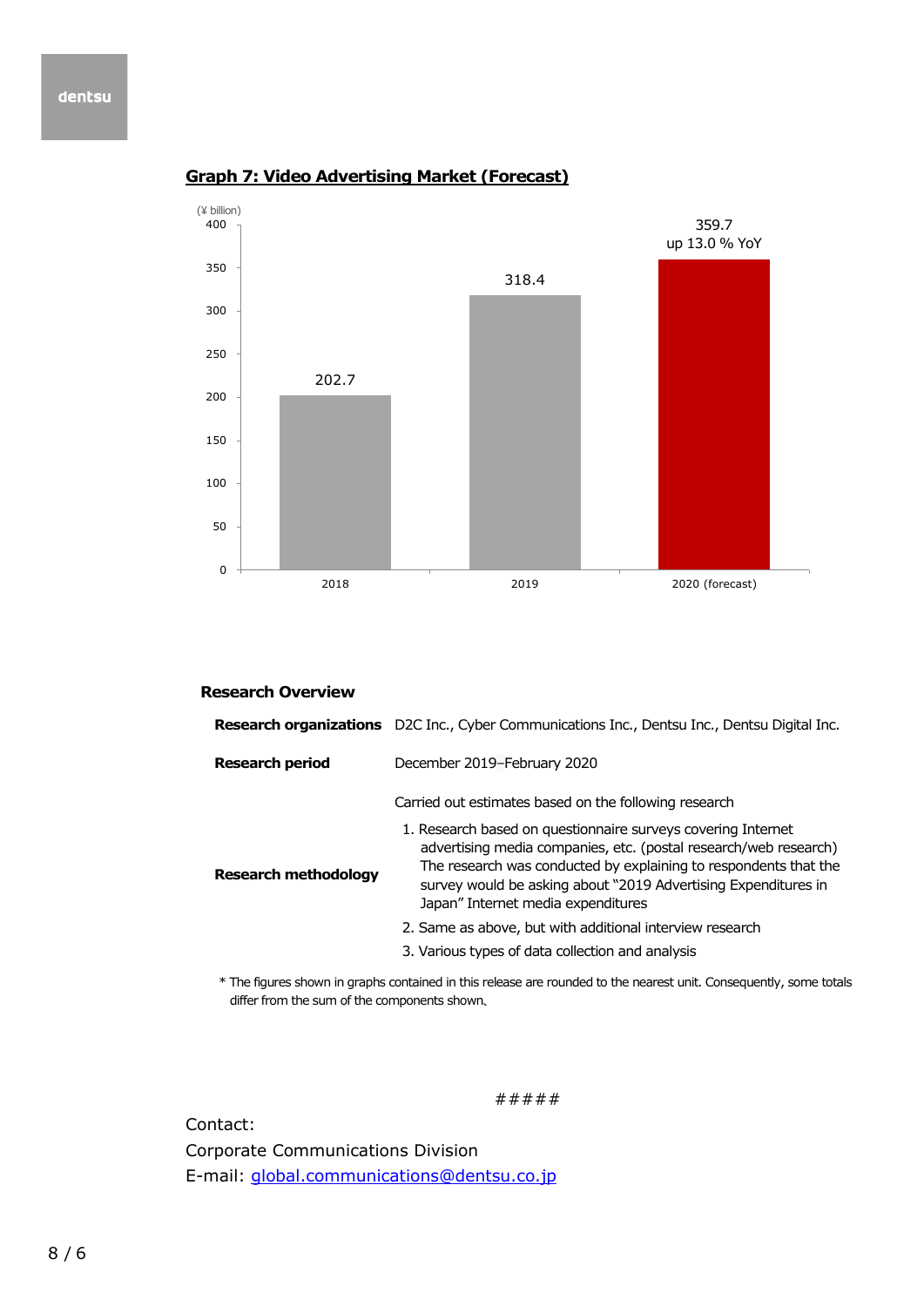## Graph 7: Video Advertising Market (Forecast)

(¥ billion)

400
350
300
250
200
150
100
50
0

202.7
318.4
359.7
up 13.0 % YoY

2018
2019
2020 (forecast)

### Research Overview

| | |
|---|---|
| **Research organizations** | D2C Inc., Cyber Communications Inc., Dentsu Inc., Dentsu Digital Inc. |
| **Research period** | December 2019–February 2020 |
| **Research methodology** | Carried out estimates based on the following research<br>1. Research based on questionnaire surveys covering Internet advertising media companies, etc. (postal research/web research) The research was conducted by explaining to respondents that the survey would be asking about "2019 Advertising Expenditures in Japan" Internet media expenditures<br>2. Same as above, but with additional interview research<br>3. Various types of data collection and analysis |

* The figures shown in graphs contained in this release are rounded to the nearest unit. Consequently, some totals differ from the sum of the components shown.

#####

Contact:
Corporate Communications Division
E-mail: global.communications@dentsu.co.jp